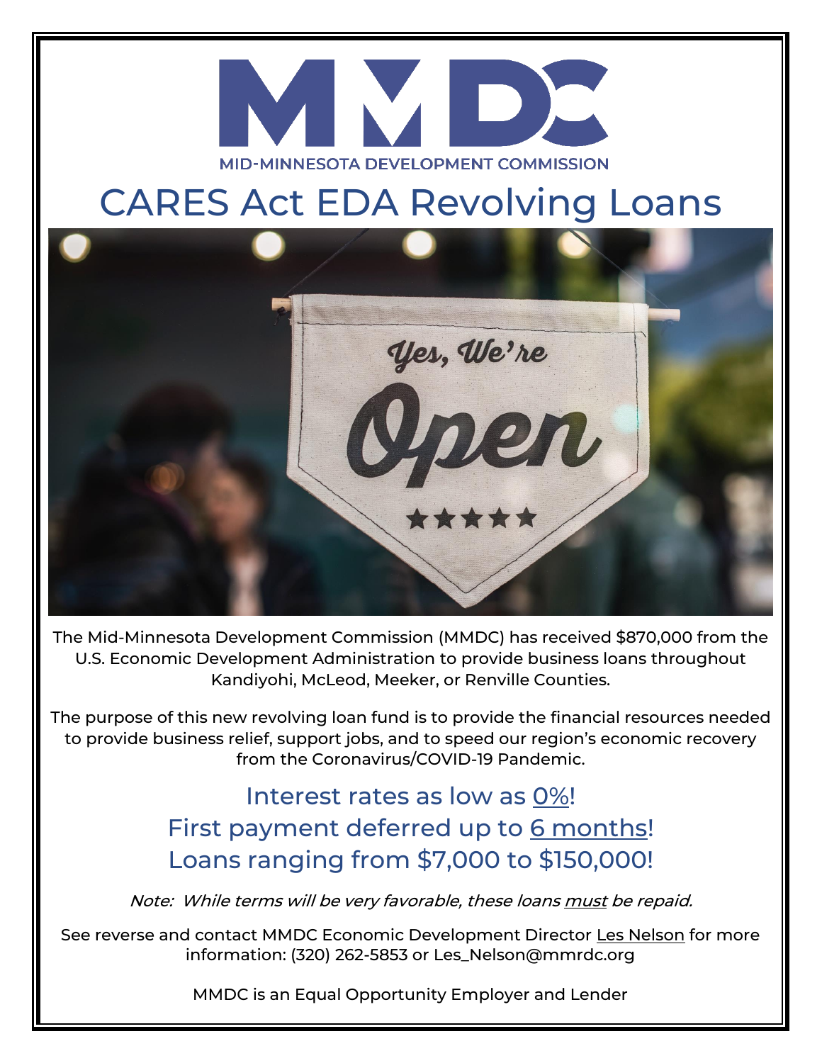MMDC

MID-MINNESOTA DEVELOPMENT COMMISSION

# CARES Act EDA Revolving Loans

The Mid-Minnesota Development Commission (MMDC) has received $870,000 from the U.S. Economic Development Administration to provide business loans throughout Kandiyohi, McLeod, Meeker, or Renville Counties.

The purpose of this new revolving loan fund is to provide the financial resources needed to provide business relief, support jobs, and to speed our region's economic recovery from the Coronavirus/COVID-19 Pandemic.

## Interest rates as low as 0%!
## First payment deferred up to 6 months!
## Loans ranging from $7,000 to $150,000!

*Note: While terms will be very favorable, these loans must be repaid.*

See reverse and contact MMDC Economic Development Director Les Nelson for more information: (320) 262-5853 or Les_Nelson@mmrdc.org

MMDC is an Equal Opportunity Employer and Lender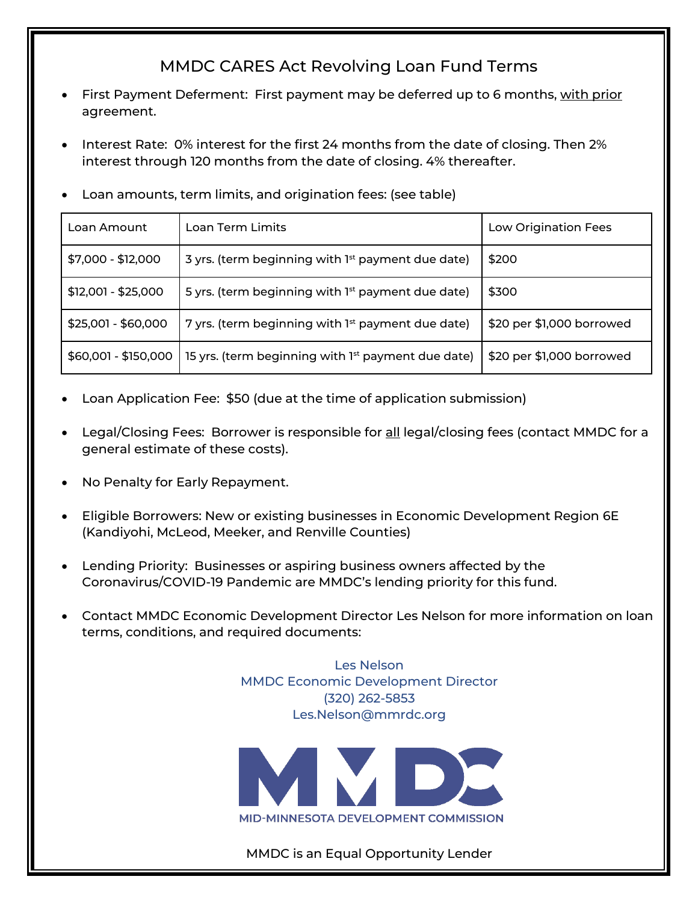# MMDC CARES Act Revolving Loan Fund Terms

- First Payment Deferment: First payment may be deferred up to 6 months, with prior agreement.
- Interest Rate: 0% interest for the first 24 months from the date of closing. Then 2% interest through 120 months from the date of closing. 4% thereafter.
- Loan amounts, term limits, and origination fees: (see table)

| Loan Amount | Loan Term Limits | Low Origination Fees |
|---|---|---|
| $7,000 - $12,000 | 3 yrs. (term beginning with 1st payment due date) | $200 |
| $12,001 - $25,000 | 5 yrs. (term beginning with 1st payment due date) | $300 |
| $25,001 - $60,000 | 7 yrs. (term beginning with 1st payment due date) | $20 per $1,000 borrowed |
| $60,001 - $150,000 | 15 yrs. (term beginning with 1st payment due date) | $20 per $1,000 borrowed |

- Loan Application Fee: $50 (due at the time of application submission)
- Legal/Closing Fees: Borrower is responsible for all legal/closing fees (contact MMDC for a general estimate of these costs).
- No Penalty for Early Repayment.
- Eligible Borrowers: New or existing businesses in Economic Development Region 6E (Kandiyohi, McLeod, Meeker, and Renville Counties)
- Lending Priority: Businesses or aspiring business owners affected by the Coronavirus/COVID-19 Pandemic are MMDC's lending priority for this fund.
- Contact MMDC Economic Development Director Les Nelson for more information on loan terms, conditions, and required documents:

Les Nelson
MMDC Economic Development Director
(320) 262-5853
Les.Nelson@mmrdc.org

MMDC
MID-MINNESOTA DEVELOPMENT COMMISSION

MMDC is an Equal Opportunity Lender